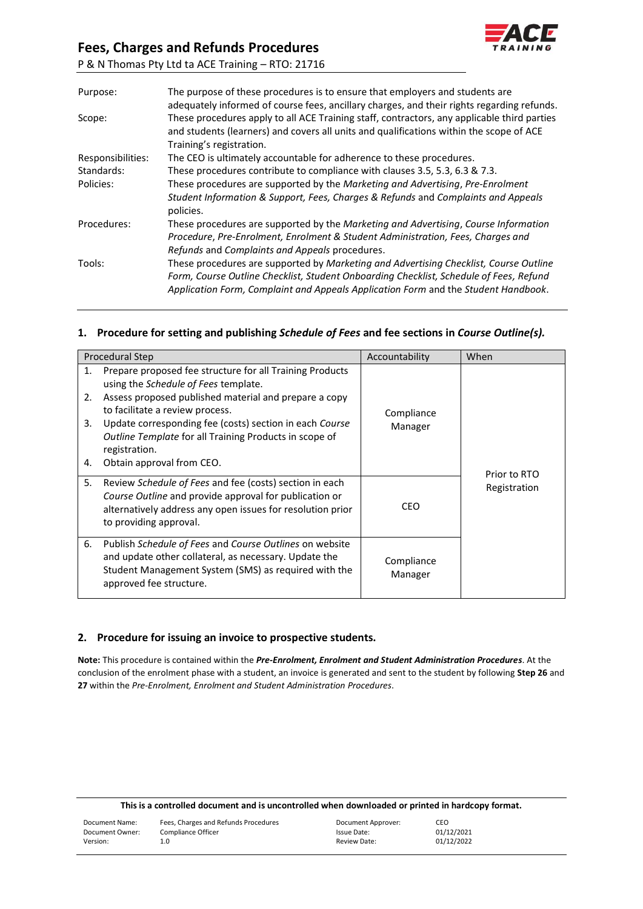# Fees, Charges and Refunds Procedures

P & N Thomas Pty Ltd ta ACE Training – RTO: 21716

| | |
|---|---|
| Purpose: | The purpose of these procedures is to ensure that employers and students are adequately informed of course fees, ancillary charges, and their rights regarding refunds. |
| Scope: | These procedures apply to all ACE Training staff, contractors, any applicable third parties and students (learners) and covers all units and qualifications within the scope of ACE Training's registration. |
| Responsibilities: | The CEO is ultimately accountable for adherence to these procedures. |
| Standards: | These procedures contribute to compliance with clauses 3.5, 5.3, 6.3 & 7.3. |
| Policies: | These procedures are supported by the *Marketing and Advertising*, *Pre-Enrolment Student Information & Support, Fees, Charges & Refunds* and *Complaints and Appeals* policies. |
| Procedures: | These procedures are supported by the *Marketing and Advertising*, *Course Information Procedure*, *Pre-Enrolment, Enrolment & Student Administration, Fees, Charges and Refunds* and *Complaints and Appeals* procedures. |
| Tools: | These procedures are supported by *Marketing and Advertising Checklist, Course Outline Form, Course Outline Checklist, Student Onboarding Checklist, Schedule of Fees, Refund Application Form, Complaint and Appeals Application Form* and the *Student Handbook*. |

## 1. Procedure for setting and publishing *Schedule of Fees* and fee sections in *Course Outline(s).*

| Procedural Step | Accountability | When |
|---|---|---|
| 1. Prepare proposed fee structure for all Training Products using the *Schedule of Fees* template.<br>2. Assess proposed published material and prepare a copy to facilitate a review process.<br>3. Update corresponding fee (costs) section in each *Course Outline Template* for all Training Products in scope of registration.<br>4. Obtain approval from CEO. | Compliance Manager | Prior to RTO Registration |
| 5. Review *Schedule of Fees* and fee (costs) section in each *Course Outline* and provide approval for publication or alternatively address any open issues for resolution prior to providing approval. | CEO | |
| 6. Publish *Schedule of Fees* and *Course Outlines* on website and update other collateral, as necessary. Update the Student Management System (SMS) as required with the approved fee structure. | Compliance Manager | |

## 2. Procedure for issuing an invoice to prospective students.

**Note:** This procedure is contained within the ***Pre-Enrolment, Enrolment and Student Administration Procedures***. At the conclusion of the enrolment phase with a student, an invoice is generated and sent to the student by following **Step 26** and **27** within the *Pre-Enrolment, Enrolment and Student Administration Procedures*.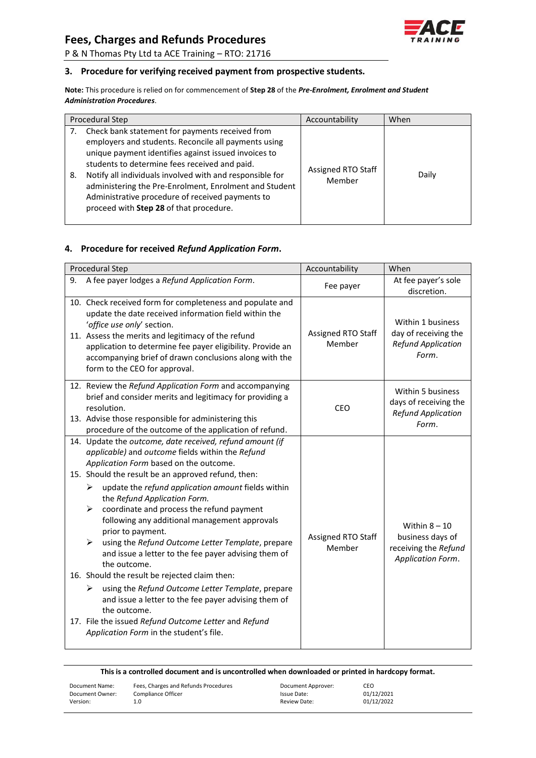## 3. Procedure for verifying received payment from prospective students.

**Note:** This procedure is relied on for commencement of **Step 28** of the ***Pre-Enrolment, Enrolment and Student Administration Procedures***.

| Procedural Step | Accountability | When |
|---|---|---|
| 7. Check bank statement for payments received from employers and students. Reconcile all payments using unique payment identifies against issued invoices to students to determine fees received and paid.<br>8. Notify all individuals involved with and responsible for administering the Pre-Enrolment, Enrolment and Student Administrative procedure of received payments to proceed with **Step 28** of that procedure. | Assigned RTO Staff Member | Daily |

## 4. Procedure for received *Refund Application Form*.

| Procedural Step | Accountability | When |
|---|---|---|
| 9. A fee payer lodges a *Refund Application Form*. | Fee payer | At fee payer's sole discretion. |
| 10. Check received form for completeness and populate and update the date received information field within the '*office use only*' section.<br>11. Assess the merits and legitimacy of the refund application to determine fee payer eligibility. Provide an accompanying brief of drawn conclusions along with the form to the CEO for approval. | Assigned RTO Staff Member | Within 1 business day of receiving the *Refund Application Form*. |
| 12. Review the *Refund Application Form* and accompanying brief and consider merits and legitimacy for providing a resolution.<br>13. Advise those responsible for administering this procedure of the outcome of the application of refund. | CEO | Within 5 business days of receiving the *Refund Application Form*. |
| 14. Update the *outcome, date received, refund amount (if applicable)* and *outcome* fields within the *Refund Application Form* based on the outcome.<br>15. Should the result be an approved refund, then:<br>➢ update the *refund application amount* fields within the *Refund Application Form.*<br>➢ coordinate and process the refund payment following any additional management approvals prior to payment.<br>➢ using the *Refund Outcome Letter Template*, prepare and issue a letter to the fee payer advising them of the outcome.<br>16. Should the result be rejected claim then:<br>➢ using the *Refund Outcome Letter Template*, prepare and issue a letter to the fee payer advising them of the outcome.<br>17. File the issued *Refund Outcome Letter* and *Refund Application Form* in the student's file. | Assigned RTO Staff Member | Within 8 – 10 business days of receiving the *Refund Application Form*. |